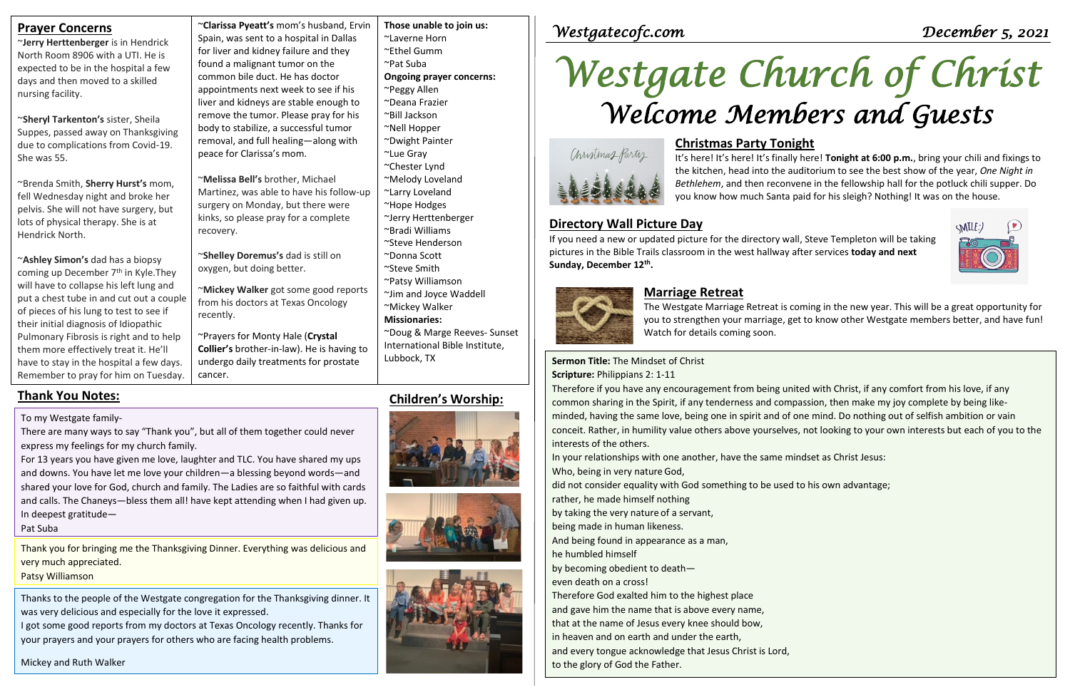## Prayer Concerns

~**Jerry Herttenberger** is in Hendrick North Room 8906 with a UTI. He is expected to be in the hospital a few days and then moved to a skilled nursing facility.

~**Sheryl Tarkenton's** sister, Sheila Suppes, passed away on Thanksgiving due to complications from Covid-19. She was 55.

~Brenda Smith, **Sherry Hurst's** mom, fell Wednesday night and broke her pelvis. She will not have surgery, but lots of physical therapy. She is at Hendrick North.

~**Ashley Simon's** dad has a biopsy coming up December 7th in Kyle.They will have to collapse his left lung and put a chest tube in and cut out a couple of pieces of his lung to test to see if their initial diagnosis of Idiopathic Pulmonary Fibrosis is right and to help them more effectively treat it. He'll have to stay in the hospital a few days. Remember to pray for him on Tuesday.

~**Clarissa Pyeatt's** mom's husband, Ervin Spain, was sent to a hospital in Dallas for liver and kidney failure and they found a malignant tumor on the common bile duct. He has doctor appointments next week to see if his liver and kidneys are stable enough to remove the tumor. Please pray for his body to stabilize, a successful tumor removal, and full healing—along with peace for Clarissa's mom.

~**Melissa Bell's** brother, Michael Martinez, was able to have his follow-up surgery on Monday, but there were kinks, so please pray for a complete recovery.

~**Shelley Doremus's** dad is still on oxygen, but doing better.

~**Mickey Walker** got some good reports from his doctors at Texas Oncology recently.

~Prayers for Monty Hale (**Crystal Collier's** brother-in-law). He is having to undergo daily treatments for prostate cancer.

**Those unable to join us:**
~Laverne Horn
~Ethel Gumm
~Pat Suba

**Ongoing prayer concerns:**
~Peggy Allen
~Deana Frazier
~Bill Jackson
~Nell Hopper
~Dwight Painter
~Lue Gray
~Chester Lynd
~Melody Loveland
~Larry Loveland
~Hope Hodges
~Jerry Herttenberger
~Bradi Williams
~Steve Henderson
~Donna Scott
~Steve Smith
~Patsy Williamson
~Jim and Joyce Waddell
~Mickey Walker

**Missionaries:**
~Doug & Marge Reeves- Sunset International Bible Institute, Lubbock, TX

## Thank You Notes:

To my Westgate family-
There are many ways to say "Thank you", but all of them together could never express my feelings for my church family.
For 13 years you have given me love, laughter and TLC. You have shared my ups and downs. You have let me love your children—a blessing beyond words—and shared your love for God, church and family. The Ladies are so faithful with cards and calls. The Chaneys—bless them all! have kept attending when I had given up.
In deepest gratitude—
Pat Suba

Thank you for bringing me the Thanksgiving Dinner. Everything was delicious and very much appreciated.
Patsy Williamson

Thanks to the people of the Westgate congregation for the Thanksgiving dinner. It was very delicious and especially for the love it expressed.
I got some good reports from my doctors at Texas Oncology recently. Thanks for your prayers and your prayers for others who are facing health problems.

Mickey and Ruth Walker

## Children's Worship:

*Westgatecofc.com* *December 5, 2021*

# *Westgate Church of Christ*
## *Welcome Members and Guests*

### Christmas Party Tonight

It's here! It's here! It's finally here! **Tonight at 6:00 p.m.**, bring your chili and fixings to the kitchen, head into the auditorium to see the best show of the year, *One Night in Bethlehem*, and then reconvene in the fellowship hall for the potluck chili supper. Do you know how much Santa paid for his sleigh? Nothing! It was on the house.

### Directory Wall Picture Day

If you need a new or updated picture for the directory wall, Steve Templeton will be taking pictures in the Bible Trails classroom in the west hallway after services **today and next Sunday, December 12th.**

### Marriage Retreat

The Westgate Marriage Retreat is coming in the new year. This will be a great opportunity for you to strengthen your marriage, get to know other Westgate members better, and have fun! Watch for details coming soon.

**Sermon Title:** The Mindset of Christ
**Scripture:** Philippians 2: 1-11

Therefore if you have any encouragement from being united with Christ, if any comfort from his love, if any common sharing in the Spirit, if any tenderness and compassion, then make my joy complete by being like-minded, having the same love, being one in spirit and of one mind. Do nothing out of selfish ambition or vain conceit. Rather, in humility value others above yourselves, not looking to your own interests but each of you to the interests of the others.
In your relationships with one another, have the same mindset as Christ Jesus:
Who, being in very nature God,
did not consider equality with God something to be used to his own advantage;
rather, he made himself nothing
by taking the very nature of a servant,
being made in human likeness.
And being found in appearance as a man,
he humbled himself
by becoming obedient to death—
even death on a cross!
Therefore God exalted him to the highest place
and gave him the name that is above every name,
that at the name of Jesus every knee should bow,
in heaven and on earth and under the earth,
and every tongue acknowledge that Jesus Christ is Lord,
to the glory of God the Father.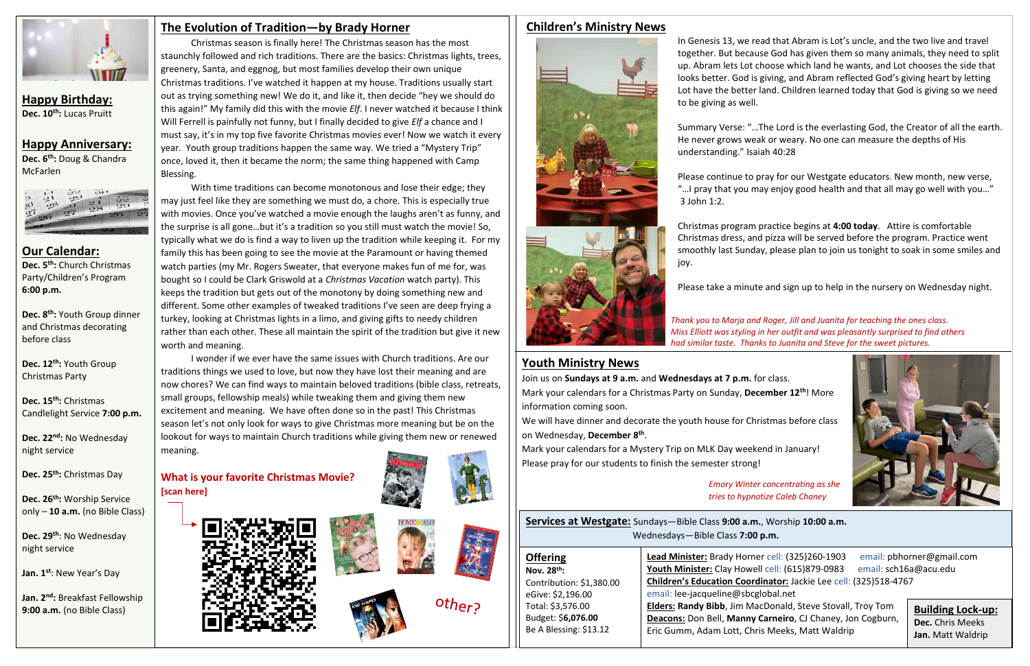## Happy Birthday:

**Dec. 10th:** Lucas Pruitt

## Happy Anniversary:

**Dec. 6th:** Doug & Chandra McFarlen

## Our Calendar:

**Dec. 5th:** Church Christmas Party/Children's Program **6:00 p.m.**

**Dec. 8th:** Youth Group dinner and Christmas decorating before class

**Dec. 12th:** Youth Group Christmas Party

**Dec. 15th:** Christmas Candlelight Service **7:00 p.m.**

**Dec. 22nd:** No Wednesday night service

**Dec. 25th:** Christmas Day

**Dec. 26th:** Worship Service only – **10 a.m.** (no Bible Class)

**Dec. 29th**: No Wednesday night service

**Jan. 1st**: New Year's Day

**Jan. 2nd:** Breakfast Fellowship **9:00 a.m.** (no Bible Class)

## The Evolution of Tradition—by Brady Horner

Christmas season is finally here! The Christmas season has the most staunchly followed and rich traditions. There are the basics: Christmas lights, trees, greenery, Santa, and eggnog, but most families develop their own unique Christmas traditions. I've watched it happen at my house. Traditions usually start out as trying something new! We do it, and like it, then decide "hey we should do this again!" My family did this with the movie *Elf*. I never watched it because I think Will Ferrell is painfully not funny, but I finally decided to give *Elf* a chance and I must say, it's in my top five favorite Christmas movies ever! Now we watch it every year. Youth group traditions happen the same way. We tried a "Mystery Trip" once, loved it, then it became the norm; the same thing happened with Camp Blessing.

With time traditions can become monotonous and lose their edge; they may just feel like they are something we must do, a chore. This is especially true with movies. Once you've watched a movie enough the laughs aren't as funny, and the surprise is all gone…but it's a tradition so you still must watch the movie! So, typically what we do is find a way to liven up the tradition while keeping it. For my family this has been going to see the movie at the Paramount or having themed watch parties (my Mr. Rogers Sweater, that everyone makes fun of me for, was bought so I could be Clark Griswold at a *Christmas Vacation* watch party). This keeps the tradition but gets out of the monotony by doing something new and different. Some other examples of tweaked traditions I've seen are deep frying a turkey, looking at Christmas lights in a limo, and giving gifts to needy children rather than each other. These all maintain the spirit of the tradition but give it new worth and meaning.

I wonder if we ever have the same issues with Church traditions. Are our traditions things we used to love, but now they have lost their meaning and are now chores? We can find ways to maintain beloved traditions (bible class, retreats, small groups, fellowship meals) while tweaking them and giving them new excitement and meaning. We have often done so in the past! This Christmas season let's not only look for ways to give Christmas more meaning but be on the lookout for ways to maintain Church traditions while giving them new or renewed meaning.

**What is your favorite Christmas Movie?**
**[scan here]**

other?

## Children's Ministry News

In Genesis 13, we read that Abram is Lot's uncle, and the two live and travel together. But because God has given them so many animals, they need to split up. Abram lets Lot choose which land he wants, and Lot chooses the side that looks better. God is giving, and Abram reflected God's giving heart by letting Lot have the better land. Children learned today that God is giving so we need to be giving as well.

Summary Verse: "…The Lord is the everlasting God, the Creator of all the earth. He never grows weak or weary. No one can measure the depths of His understanding." Isaiah 40:28

Please continue to pray for our Westgate educators. New month, new verse, "…I pray that you may enjoy good health and that all may go well with you…" 3 John 1:2.

Christmas program practice begins at **4:00 today**. Attire is comfortable Christmas dress, and pizza will be served before the program. Practice went smoothly last Sunday, please plan to join us tonight to soak in some smiles and joy.

Please take a minute and sign up to help in the nursery on Wednesday night.

*Thank you to Marja and Roger, Jill and Juanita for teaching the ones class. Miss Elliott was styling in her outfit and was pleasantly surprised to find others had similar taste. Thanks to Juanita and Steve for the sweet pictures.*

## Youth Ministry News

Join us on **Sundays at 9 a.m.** and **Wednesdays at 7 p.m.** for class.

Mark your calendars for a Christmas Party on Sunday, **December 12th**! More information coming soon.

We will have dinner and decorate the youth house for Christmas before class on Wednesday, **December 8th**.

Mark your calendars for a Mystery Trip on MLK Day weekend in January!

Please pray for our students to finish the semester strong!

*Emory Winter concentrating as she tries to hypnotize Caleb Chaney*

**Services at Westgate:** Sundays—Bible Class **9:00 a.m.**, Worship **10:00 a.m.**
Wednesdays—Bible Class **7:00 p.m.**

**Offering**
**Nov. 28th:**
Contribution: $1,380.00
eGive: $2,196.00
Total: $3,576.00
Budget: $**6,076.00**
Be A Blessing: $13.12

**Lead Minister:** Brady Horner cell: (325)260-1903 email: pbhorner@gmail.com
**Youth Minister:** Clay Howell cell: (615)879-0983 email: sch16a@acu.edu
**Children's Education Coordinator:** Jackie Lee cell: (325)518-4767
email: lee-jacqueline@sbcglobal.net
**Elders:** **Randy Bibb**, Jim MacDonald, Steve Stovall, Troy Tom
**Deacons:** Don Bell, **Manny Carneiro**, CJ Chaney, Jon Cogburn, Eric Gumm, Adam Lott, Chris Meeks, Matt Waldrip

**Building Lock-up:**
**Dec.** Chris Meeks
**Jan.** Matt Waldrip